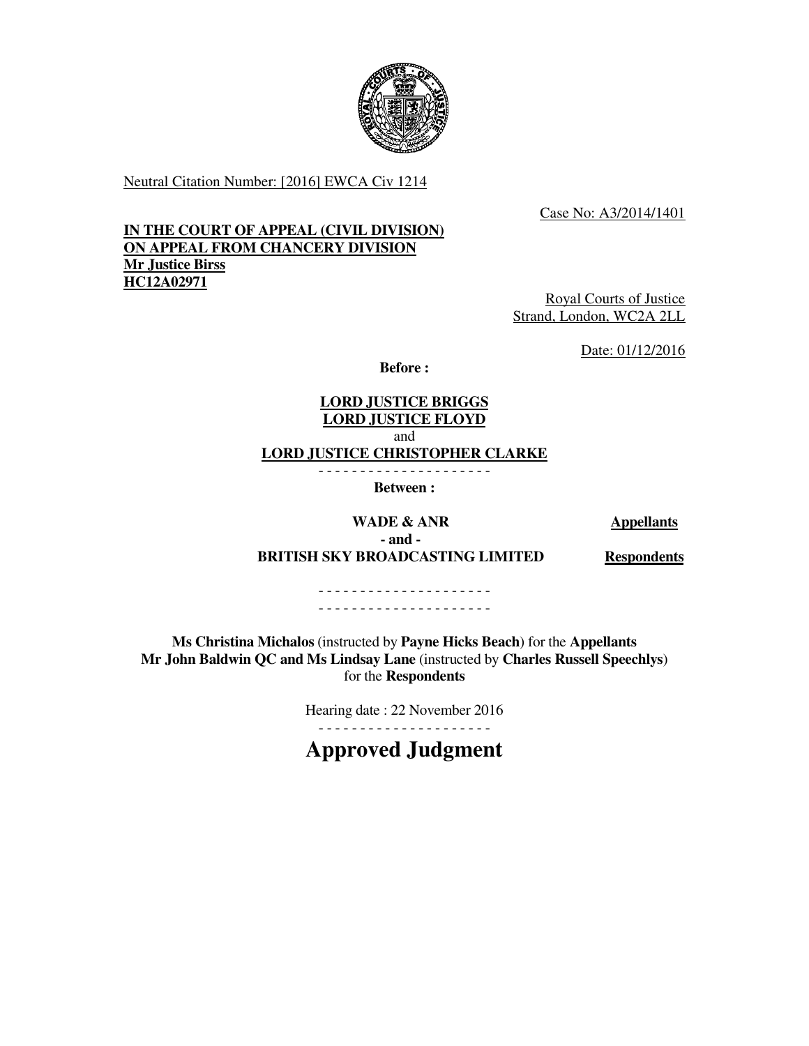Neutral Citation Number: [2016] EWCA Civ 1214

Case No: A3/2014/1401

**IN THE COURT OF APPEAL (CIVIL DIVISION)**
**ON APPEAL FROM CHANCERY DIVISION**
**Mr Justice Birss**
**HC12A02971**

Royal Courts of Justice
Strand, London, WC2A 2LL

Date: 01/12/2016

**Before :**

**LORD JUSTICE BRIGGS**
**LORD JUSTICE FLOYD**
and
**LORD JUSTICE CHRISTOPHER CLARKE**

- - - - - - - - - - - - - - - - - - - - -

**Between :**

| | |
|---|---|
| **WADE & ANR** | **Appellants** |
| **- and -** | |
| **BRITISH SKY BROADCASTING LIMITED** | **Respondents** |

- - - - - - - - - - - - - - - - - - - - -
- - - - - - - - - - - - - - - - - - - - -

**Ms Christina Michalos** (instructed by **Payne Hicks Beach**) for the **Appellants**
**Mr John Baldwin QC and Ms Lindsay Lane** (instructed by **Charles Russell Speechlys**) for the **Respondents**

Hearing date : 22 November 2016

- - - - - - - - - - - - - - - - - - - - -

# Approved Judgment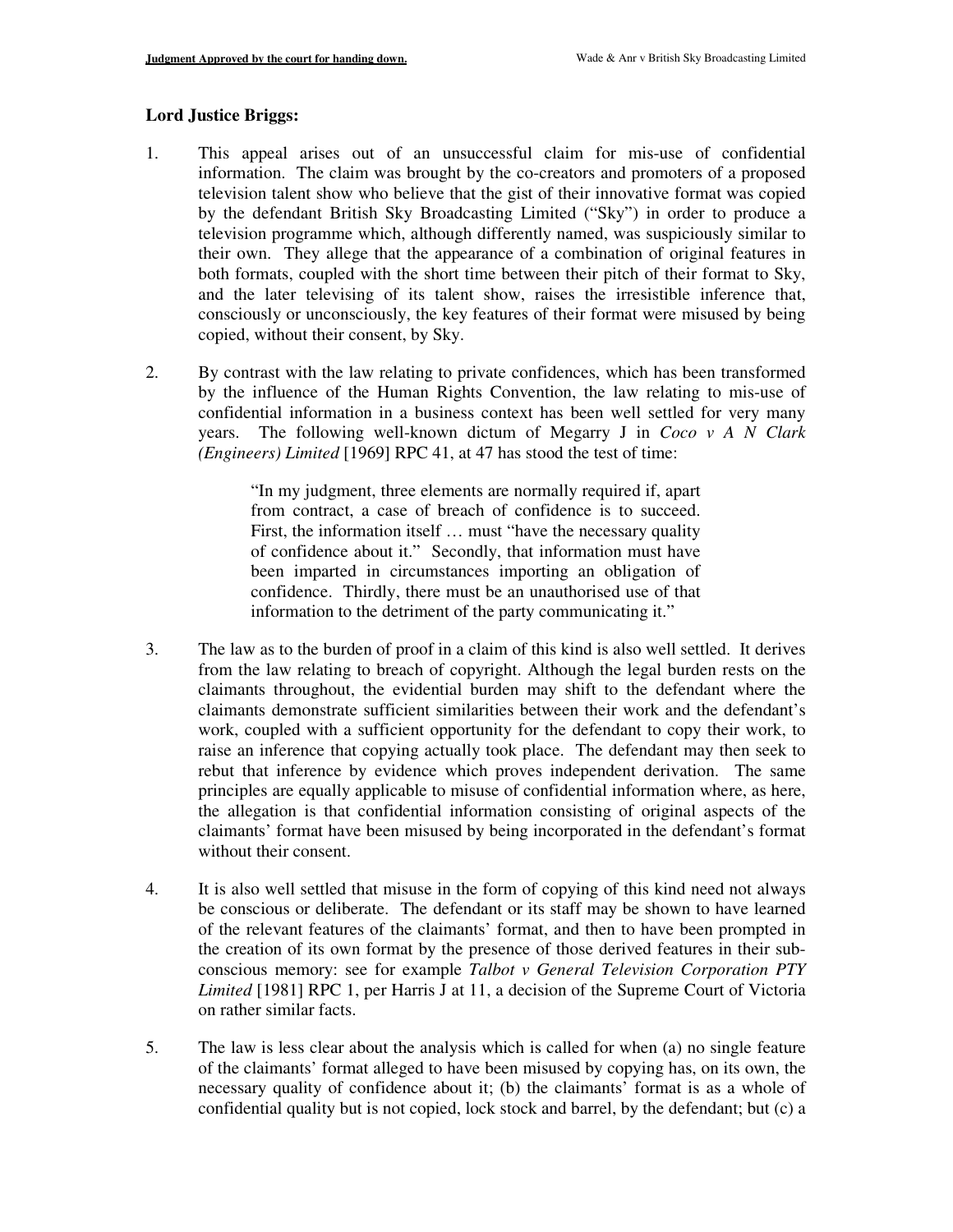**Lord Justice Briggs:**

1. This appeal arises out of an unsuccessful claim for mis-use of confidential information. The claim was brought by the co-creators and promoters of a proposed television talent show who believe that the gist of their innovative format was copied by the defendant British Sky Broadcasting Limited ("Sky") in order to produce a television programme which, although differently named, was suspiciously similar to their own. They allege that the appearance of a combination of original features in both formats, coupled with the short time between their pitch of their format to Sky, and the later televising of its talent show, raises the irresistible inference that, consciously or unconsciously, the key features of their format were misused by being copied, without their consent, by Sky.

2. By contrast with the law relating to private confidences, which has been transformed by the influence of the Human Rights Convention, the law relating to mis-use of confidential information in a business context has been well settled for very many years. The following well-known dictum of Megarry J in *Coco v A N Clark (Engineers) Limited* [1969] RPC 41, at 47 has stood the test of time:

> "In my judgment, three elements are normally required if, apart from contract, a case of breach of confidence is to succeed. First, the information itself … must "have the necessary quality of confidence about it." Secondly, that information must have been imparted in circumstances importing an obligation of confidence. Thirdly, there must be an unauthorised use of that information to the detriment of the party communicating it."

3. The law as to the burden of proof in a claim of this kind is also well settled. It derives from the law relating to breach of copyright. Although the legal burden rests on the claimants throughout, the evidential burden may shift to the defendant where the claimants demonstrate sufficient similarities between their work and the defendant's work, coupled with a sufficient opportunity for the defendant to copy their work, to raise an inference that copying actually took place. The defendant may then seek to rebut that inference by evidence which proves independent derivation. The same principles are equally applicable to misuse of confidential information where, as here, the allegation is that confidential information consisting of original aspects of the claimants' format have been misused by being incorporated in the defendant's format without their consent.

4. It is also well settled that misuse in the form of copying of this kind need not always be conscious or deliberate. The defendant or its staff may be shown to have learned of the relevant features of the claimants' format, and then to have been prompted in the creation of its own format by the presence of those derived features in their sub-conscious memory: see for example *Talbot v General Television Corporation PTY Limited* [1981] RPC 1, per Harris J at 11, a decision of the Supreme Court of Victoria on rather similar facts.

5. The law is less clear about the analysis which is called for when (a) no single feature of the claimants' format alleged to have been misused by copying has, on its own, the necessary quality of confidence about it; (b) the claimants' format is as a whole of confidential quality but is not copied, lock stock and barrel, by the defendant; but (c) a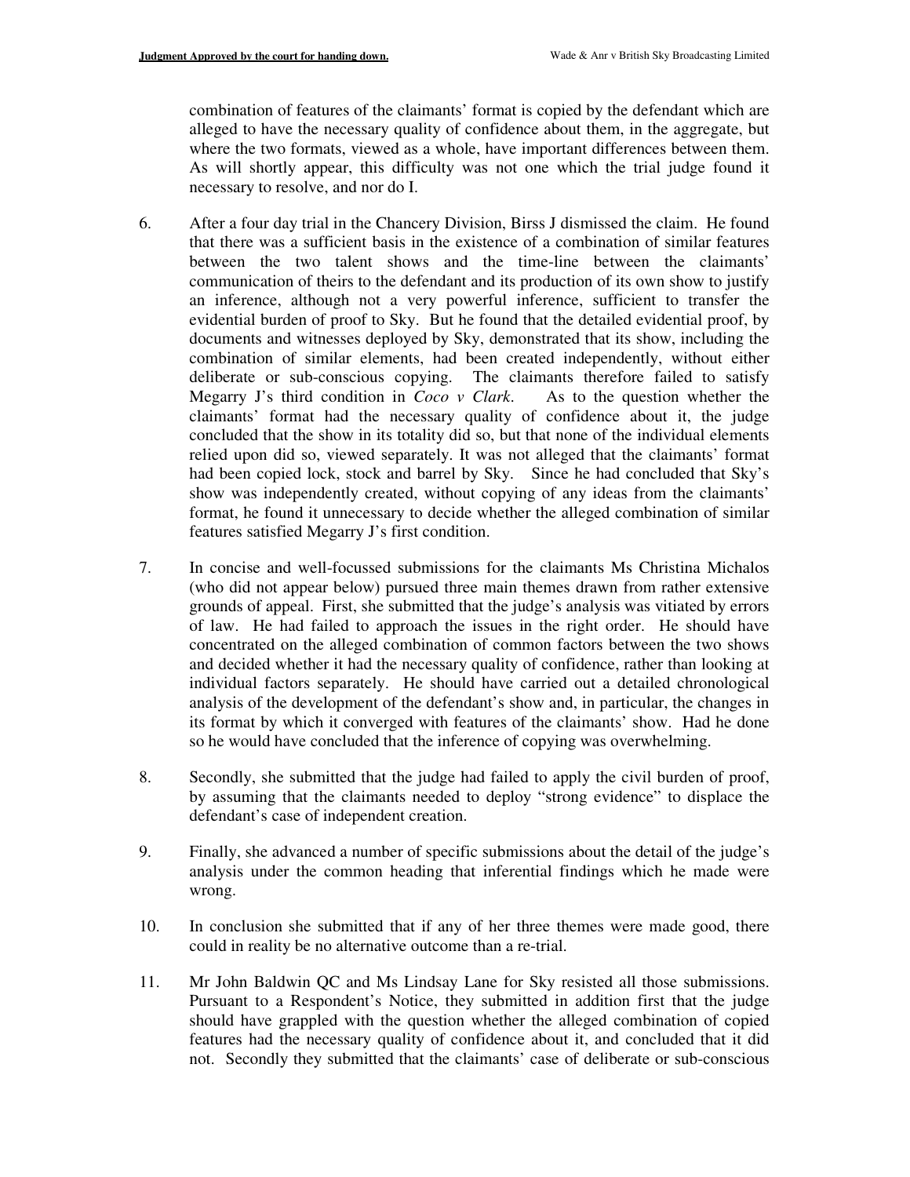combination of features of the claimants' format is copied by the defendant which are alleged to have the necessary quality of confidence about them, in the aggregate, but where the two formats, viewed as a whole, have important differences between them. As will shortly appear, this difficulty was not one which the trial judge found it necessary to resolve, and nor do I.

6. After a four day trial in the Chancery Division, Birss J dismissed the claim. He found that there was a sufficient basis in the existence of a combination of similar features between the two talent shows and the time-line between the claimants' communication of theirs to the defendant and its production of its own show to justify an inference, although not a very powerful inference, sufficient to transfer the evidential burden of proof to Sky. But he found that the detailed evidential proof, by documents and witnesses deployed by Sky, demonstrated that its show, including the combination of similar elements, had been created independently, without either deliberate or sub-conscious copying. The claimants therefore failed to satisfy Megarry J's third condition in *Coco v Clark*. As to the question whether the claimants' format had the necessary quality of confidence about it, the judge concluded that the show in its totality did so, but that none of the individual elements relied upon did so, viewed separately. It was not alleged that the claimants' format had been copied lock, stock and barrel by Sky. Since he had concluded that Sky's show was independently created, without copying of any ideas from the claimants' format, he found it unnecessary to decide whether the alleged combination of similar features satisfied Megarry J's first condition.

7. In concise and well-focussed submissions for the claimants Ms Christina Michalos (who did not appear below) pursued three main themes drawn from rather extensive grounds of appeal. First, she submitted that the judge's analysis was vitiated by errors of law. He had failed to approach the issues in the right order. He should have concentrated on the alleged combination of common factors between the two shows and decided whether it had the necessary quality of confidence, rather than looking at individual factors separately. He should have carried out a detailed chronological analysis of the development of the defendant's show and, in particular, the changes in its format by which it converged with features of the claimants' show. Had he done so he would have concluded that the inference of copying was overwhelming.

8. Secondly, she submitted that the judge had failed to apply the civil burden of proof, by assuming that the claimants needed to deploy "strong evidence" to displace the defendant's case of independent creation.

9. Finally, she advanced a number of specific submissions about the detail of the judge's analysis under the common heading that inferential findings which he made were wrong.

10. In conclusion she submitted that if any of her three themes were made good, there could in reality be no alternative outcome than a re-trial.

11. Mr John Baldwin QC and Ms Lindsay Lane for Sky resisted all those submissions. Pursuant to a Respondent's Notice, they submitted in addition first that the judge should have grappled with the question whether the alleged combination of copied features had the necessary quality of confidence about it, and concluded that it did not. Secondly they submitted that the claimants' case of deliberate or sub-conscious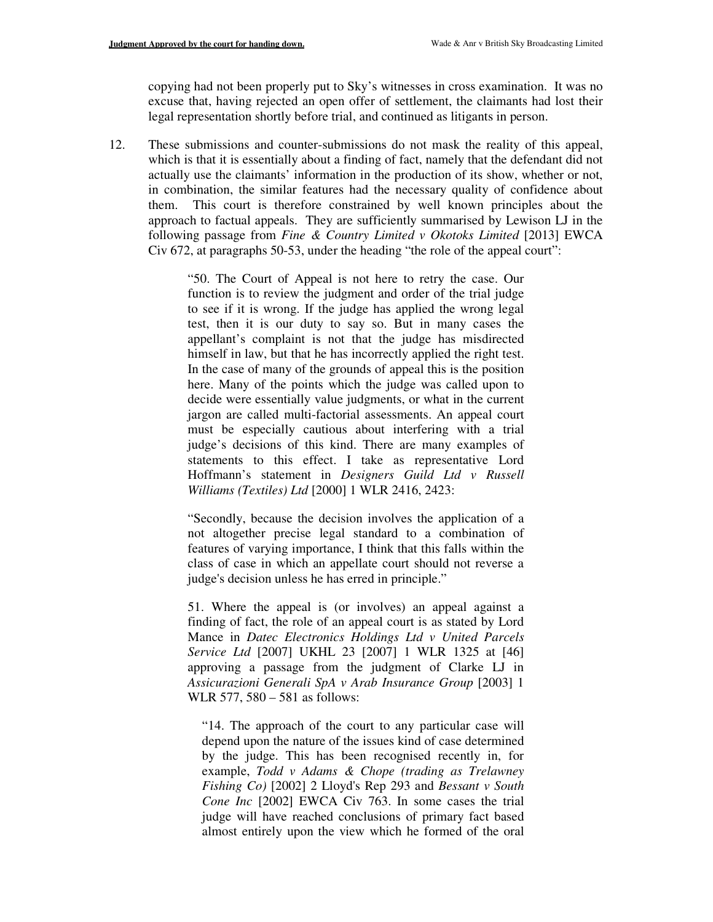copying had not been properly put to Sky's witnesses in cross examination. It was no excuse that, having rejected an open offer of settlement, the claimants had lost their legal representation shortly before trial, and continued as litigants in person.

12. These submissions and counter-submissions do not mask the reality of this appeal, which is that it is essentially about a finding of fact, namely that the defendant did not actually use the claimants' information in the production of its show, whether or not, in combination, the similar features had the necessary quality of confidence about them. This court is therefore constrained by well known principles about the approach to factual appeals. They are sufficiently summarised by Lewison LJ in the following passage from *Fine & Country Limited v Okotoks Limited* [2013] EWCA Civ 672, at paragraphs 50-53, under the heading "the role of the appeal court":

> "50. The Court of Appeal is not here to retry the case. Our function is to review the judgment and order of the trial judge to see if it is wrong. If the judge has applied the wrong legal test, then it is our duty to say so. But in many cases the appellant's complaint is not that the judge has misdirected himself in law, but that he has incorrectly applied the right test. In the case of many of the grounds of appeal this is the position here. Many of the points which the judge was called upon to decide were essentially value judgments, or what in the current jargon are called multi-factorial assessments. An appeal court must be especially cautious about interfering with a trial judge's decisions of this kind. There are many examples of statements to this effect. I take as representative Lord Hoffmann's statement in *Designers Guild Ltd v Russell Williams (Textiles) Ltd* [2000] 1 WLR 2416, 2423:
>
> "Secondly, because the decision involves the application of a not altogether precise legal standard to a combination of features of varying importance, I think that this falls within the class of case in which an appellate court should not reverse a judge's decision unless he has erred in principle."
>
> 51. Where the appeal is (or involves) an appeal against a finding of fact, the role of an appeal court is as stated by Lord Mance in *Datec Electronics Holdings Ltd v United Parcels Service Ltd* [2007] UKHL 23 [2007] 1 WLR 1325 at [46] approving a passage from the judgment of Clarke LJ in *Assicurazioni Generali SpA v Arab Insurance Group* [2003] 1 WLR 577, 580 – 581 as follows:
>
> > "14. The approach of the court to any particular case will depend upon the nature of the issues kind of case determined by the judge. This has been recognised recently in, for example, *Todd v Adams & Chope (trading as Trelawney Fishing Co)* [2002] 2 Lloyd's Rep 293 and *Bessant v South Cone Inc* [2002] EWCA Civ 763. In some cases the trial judge will have reached conclusions of primary fact based almost entirely upon the view which he formed of the oral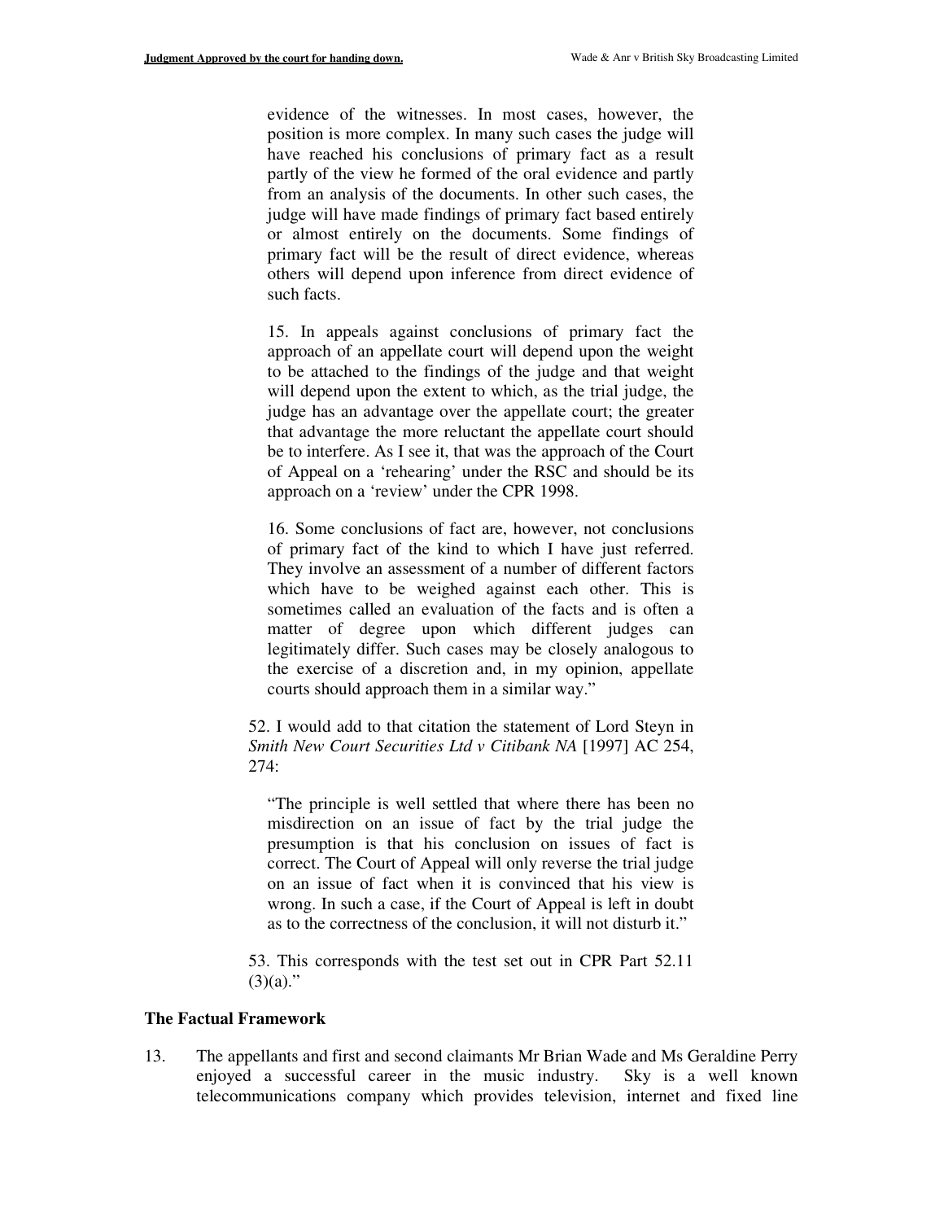> evidence of the witnesses. In most cases, however, the position is more complex. In many such cases the judge will have reached his conclusions of primary fact as a result partly of the view he formed of the oral evidence and partly from an analysis of the documents. In other such cases, the judge will have made findings of primary fact based entirely or almost entirely on the documents. Some findings of primary fact will be the result of direct evidence, whereas others will depend upon inference from direct evidence of such facts.
>
> 15. In appeals against conclusions of primary fact the approach of an appellate court will depend upon the weight to be attached to the findings of the judge and that weight will depend upon the extent to which, as the trial judge, the judge has an advantage over the appellate court; the greater that advantage the more reluctant the appellate court should be to interfere. As I see it, that was the approach of the Court of Appeal on a 'rehearing' under the RSC and should be its approach on a 'review' under the CPR 1998.
>
> 16. Some conclusions of fact are, however, not conclusions of primary fact of the kind to which I have just referred. They involve an assessment of a number of different factors which have to be weighed against each other. This is sometimes called an evaluation of the facts and is often a matter of degree upon which different judges can legitimately differ. Such cases may be closely analogous to the exercise of a discretion and, in my opinion, appellate courts should approach them in a similar way."

52. I would add to that citation the statement of Lord Steyn in *Smith New Court Securities Ltd v Citibank NA* [1997] AC 254, 274:

> "The principle is well settled that where there has been no misdirection on an issue of fact by the trial judge the presumption is that his conclusion on issues of fact is correct. The Court of Appeal will only reverse the trial judge on an issue of fact when it is convinced that his view is wrong. In such a case, if the Court of Appeal is left in doubt as to the correctness of the conclusion, it will not disturb it."

53. This corresponds with the test set out in CPR Part 52.11 (3)(a)."

**The Factual Framework**

13. The appellants and first and second claimants Mr Brian Wade and Ms Geraldine Perry enjoyed a successful career in the music industry. Sky is a well known telecommunications company which provides television, internet and fixed line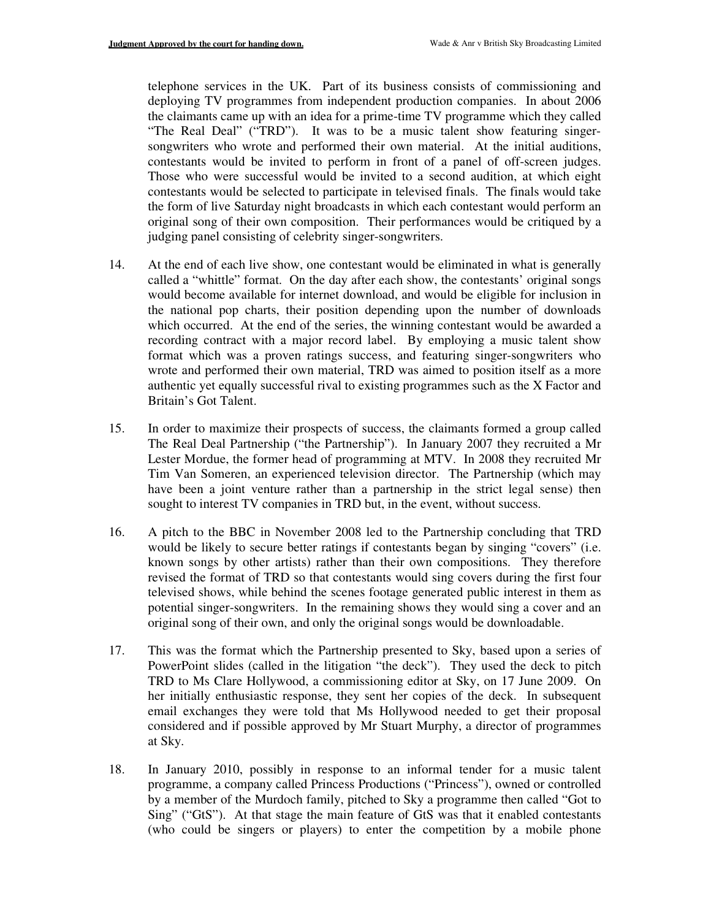telephone services in the UK. Part of its business consists of commissioning and deploying TV programmes from independent production companies. In about 2006 the claimants came up with an idea for a prime-time TV programme which they called "The Real Deal" ("TRD"). It was to be a music talent show featuring singer-songwriters who wrote and performed their own material. At the initial auditions, contestants would be invited to perform in front of a panel of off-screen judges. Those who were successful would be invited to a second audition, at which eight contestants would be selected to participate in televised finals. The finals would take the form of live Saturday night broadcasts in which each contestant would perform an original song of their own composition. Their performances would be critiqued by a judging panel consisting of celebrity singer-songwriters.

14. At the end of each live show, one contestant would be eliminated in what is generally called a "whittle" format. On the day after each show, the contestants' original songs would become available for internet download, and would be eligible for inclusion in the national pop charts, their position depending upon the number of downloads which occurred. At the end of the series, the winning contestant would be awarded a recording contract with a major record label. By employing a music talent show format which was a proven ratings success, and featuring singer-songwriters who wrote and performed their own material, TRD was aimed to position itself as a more authentic yet equally successful rival to existing programmes such as the X Factor and Britain's Got Talent.

15. In order to maximize their prospects of success, the claimants formed a group called The Real Deal Partnership ("the Partnership"). In January 2007 they recruited a Mr Lester Mordue, the former head of programming at MTV. In 2008 they recruited Mr Tim Van Someren, an experienced television director. The Partnership (which may have been a joint venture rather than a partnership in the strict legal sense) then sought to interest TV companies in TRD but, in the event, without success.

16. A pitch to the BBC in November 2008 led to the Partnership concluding that TRD would be likely to secure better ratings if contestants began by singing "covers" (i.e. known songs by other artists) rather than their own compositions. They therefore revised the format of TRD so that contestants would sing covers during the first four televised shows, while behind the scenes footage generated public interest in them as potential singer-songwriters. In the remaining shows they would sing a cover and an original song of their own, and only the original songs would be downloadable.

17. This was the format which the Partnership presented to Sky, based upon a series of PowerPoint slides (called in the litigation "the deck"). They used the deck to pitch TRD to Ms Clare Hollywood, a commissioning editor at Sky, on 17 June 2009. On her initially enthusiastic response, they sent her copies of the deck. In subsequent email exchanges they were told that Ms Hollywood needed to get their proposal considered and if possible approved by Mr Stuart Murphy, a director of programmes at Sky.

18. In January 2010, possibly in response to an informal tender for a music talent programme, a company called Princess Productions ("Princess"), owned or controlled by a member of the Murdoch family, pitched to Sky a programme then called "Got to Sing" ("GtS"). At that stage the main feature of GtS was that it enabled contestants (who could be singers or players) to enter the competition by a mobile phone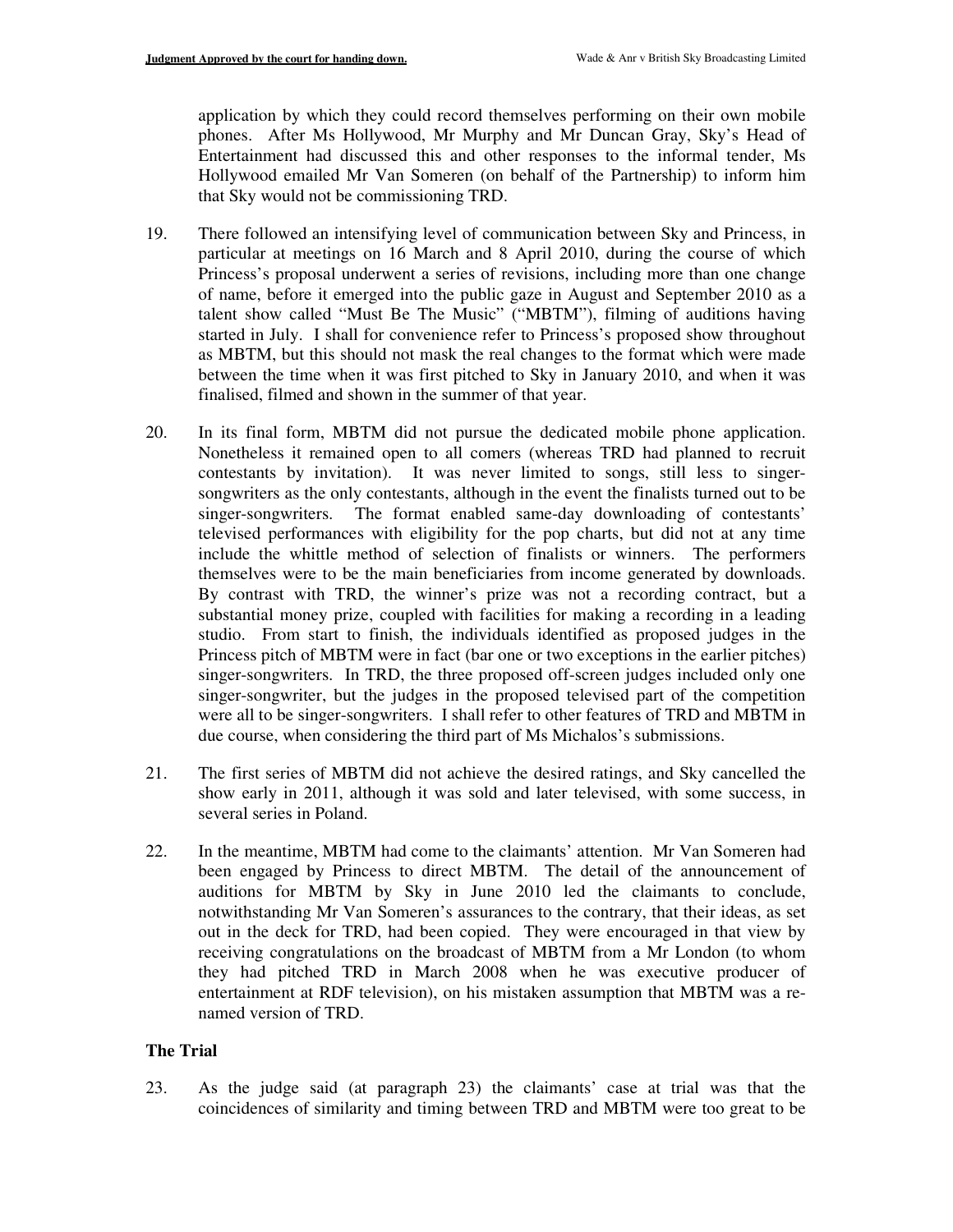application by which they could record themselves performing on their own mobile phones. After Ms Hollywood, Mr Murphy and Mr Duncan Gray, Sky's Head of Entertainment had discussed this and other responses to the informal tender, Ms Hollywood emailed Mr Van Someren (on behalf of the Partnership) to inform him that Sky would not be commissioning TRD.

19. There followed an intensifying level of communication between Sky and Princess, in particular at meetings on 16 March and 8 April 2010, during the course of which Princess's proposal underwent a series of revisions, including more than one change of name, before it emerged into the public gaze in August and September 2010 as a talent show called "Must Be The Music" ("MBTM"), filming of auditions having started in July. I shall for convenience refer to Princess's proposed show throughout as MBTM, but this should not mask the real changes to the format which were made between the time when it was first pitched to Sky in January 2010, and when it was finalised, filmed and shown in the summer of that year.

20. In its final form, MBTM did not pursue the dedicated mobile phone application. Nonetheless it remained open to all comers (whereas TRD had planned to recruit contestants by invitation). It was never limited to songs, still less to singer-songwriters as the only contestants, although in the event the finalists turned out to be singer-songwriters. The format enabled same-day downloading of contestants' televised performances with eligibility for the pop charts, but did not at any time include the whittle method of selection of finalists or winners. The performers themselves were to be the main beneficiaries from income generated by downloads. By contrast with TRD, the winner's prize was not a recording contract, but a substantial money prize, coupled with facilities for making a recording in a leading studio. From start to finish, the individuals identified as proposed judges in the Princess pitch of MBTM were in fact (bar one or two exceptions in the earlier pitches) singer-songwriters. In TRD, the three proposed off-screen judges included only one singer-songwriter, but the judges in the proposed televised part of the competition were all to be singer-songwriters. I shall refer to other features of TRD and MBTM in due course, when considering the third part of Ms Michalos's submissions.

21. The first series of MBTM did not achieve the desired ratings, and Sky cancelled the show early in 2011, although it was sold and later televised, with some success, in several series in Poland.

22. In the meantime, MBTM had come to the claimants' attention. Mr Van Someren had been engaged by Princess to direct MBTM. The detail of the announcement of auditions for MBTM by Sky in June 2010 led the claimants to conclude, notwithstanding Mr Van Someren's assurances to the contrary, that their ideas, as set out in the deck for TRD, had been copied. They were encouraged in that view by receiving congratulations on the broadcast of MBTM from a Mr London (to whom they had pitched TRD in March 2008 when he was executive producer of entertainment at RDF television), on his mistaken assumption that MBTM was a re-named version of TRD.

## The Trial

23. As the judge said (at paragraph 23) the claimants' case at trial was that the coincidences of similarity and timing between TRD and MBTM were too great to be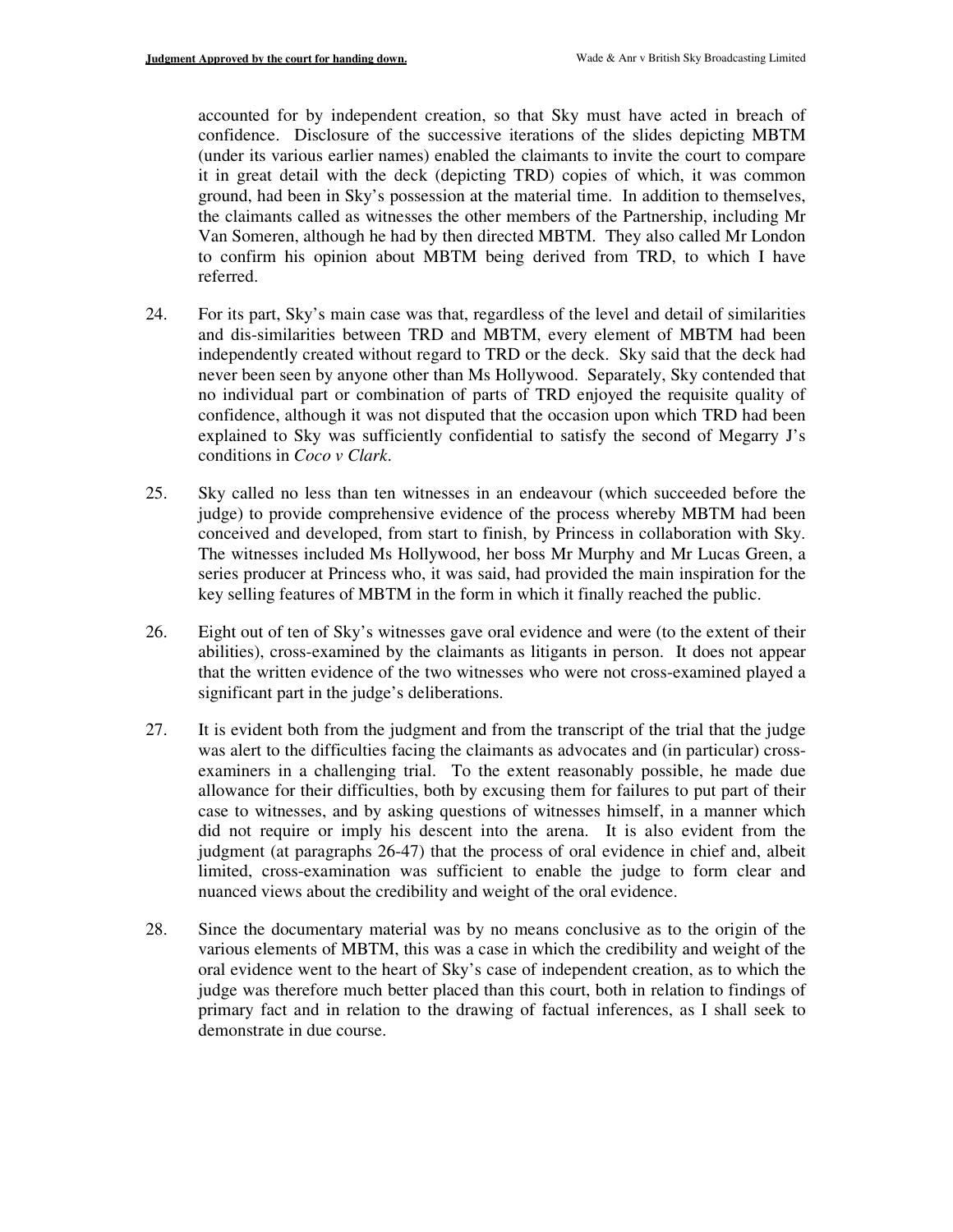accounted for by independent creation, so that Sky must have acted in breach of confidence. Disclosure of the successive iterations of the slides depicting MBTM (under its various earlier names) enabled the claimants to invite the court to compare it in great detail with the deck (depicting TRD) copies of which, it was common ground, had been in Sky's possession at the material time. In addition to themselves, the claimants called as witnesses the other members of the Partnership, including Mr Van Someren, although he had by then directed MBTM. They also called Mr London to confirm his opinion about MBTM being derived from TRD, to which I have referred.

24. For its part, Sky's main case was that, regardless of the level and detail of similarities and dis-similarities between TRD and MBTM, every element of MBTM had been independently created without regard to TRD or the deck. Sky said that the deck had never been seen by anyone other than Ms Hollywood. Separately, Sky contended that no individual part or combination of parts of TRD enjoyed the requisite quality of confidence, although it was not disputed that the occasion upon which TRD had been explained to Sky was sufficiently confidential to satisfy the second of Megarry J's conditions in *Coco v Clark*.

25. Sky called no less than ten witnesses in an endeavour (which succeeded before the judge) to provide comprehensive evidence of the process whereby MBTM had been conceived and developed, from start to finish, by Princess in collaboration with Sky. The witnesses included Ms Hollywood, her boss Mr Murphy and Mr Lucas Green, a series producer at Princess who, it was said, had provided the main inspiration for the key selling features of MBTM in the form in which it finally reached the public.

26. Eight out of ten of Sky's witnesses gave oral evidence and were (to the extent of their abilities), cross-examined by the claimants as litigants in person. It does not appear that the written evidence of the two witnesses who were not cross-examined played a significant part in the judge's deliberations.

27. It is evident both from the judgment and from the transcript of the trial that the judge was alert to the difficulties facing the claimants as advocates and (in particular) cross-examiners in a challenging trial. To the extent reasonably possible, he made due allowance for their difficulties, both by excusing them for failures to put part of their case to witnesses, and by asking questions of witnesses himself, in a manner which did not require or imply his descent into the arena. It is also evident from the judgment (at paragraphs 26-47) that the process of oral evidence in chief and, albeit limited, cross-examination was sufficient to enable the judge to form clear and nuanced views about the credibility and weight of the oral evidence.

28. Since the documentary material was by no means conclusive as to the origin of the various elements of MBTM, this was a case in which the credibility and weight of the oral evidence went to the heart of Sky's case of independent creation, as to which the judge was therefore much better placed than this court, both in relation to findings of primary fact and in relation to the drawing of factual inferences, as I shall seek to demonstrate in due course.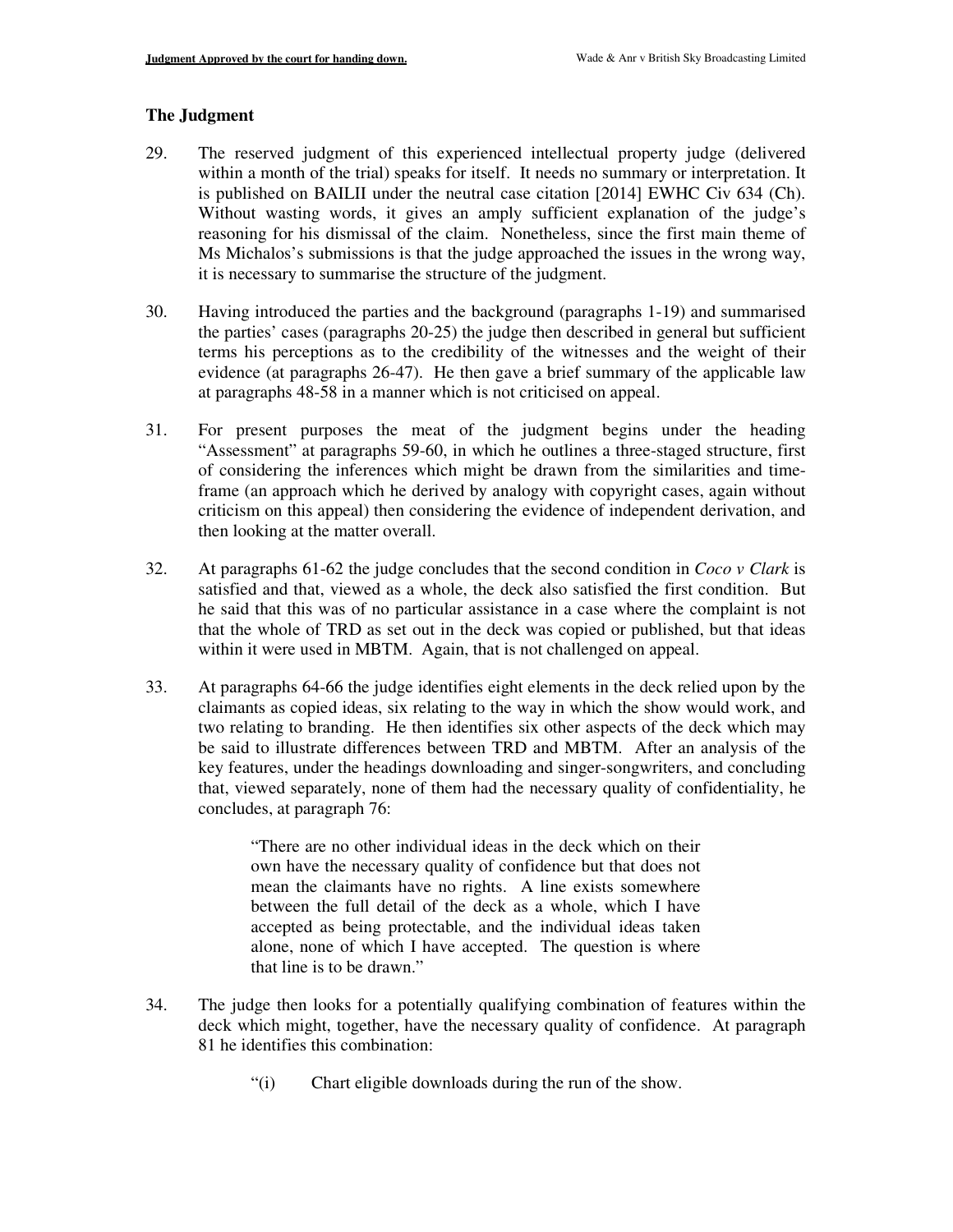## The Judgment

29. The reserved judgment of this experienced intellectual property judge (delivered within a month of the trial) speaks for itself. It needs no summary or interpretation. It is published on BAILII under the neutral case citation [2014] EWHC Civ 634 (Ch). Without wasting words, it gives an amply sufficient explanation of the judge's reasoning for his dismissal of the claim. Nonetheless, since the first main theme of Ms Michalos's submissions is that the judge approached the issues in the wrong way, it is necessary to summarise the structure of the judgment.

30. Having introduced the parties and the background (paragraphs 1-19) and summarised the parties' cases (paragraphs 20-25) the judge then described in general but sufficient terms his perceptions as to the credibility of the witnesses and the weight of their evidence (at paragraphs 26-47). He then gave a brief summary of the applicable law at paragraphs 48-58 in a manner which is not criticised on appeal.

31. For present purposes the meat of the judgment begins under the heading "Assessment" at paragraphs 59-60, in which he outlines a three-staged structure, first of considering the inferences which might be drawn from the similarities and time-frame (an approach which he derived by analogy with copyright cases, again without criticism on this appeal) then considering the evidence of independent derivation, and then looking at the matter overall.

32. At paragraphs 61-62 the judge concludes that the second condition in *Coco v Clark* is satisfied and that, viewed as a whole, the deck also satisfied the first condition. But he said that this was of no particular assistance in a case where the complaint is not that the whole of TRD as set out in the deck was copied or published, but that ideas within it were used in MBTM. Again, that is not challenged on appeal.

33. At paragraphs 64-66 the judge identifies eight elements in the deck relied upon by the claimants as copied ideas, six relating to the way in which the show would work, and two relating to branding. He then identifies six other aspects of the deck which may be said to illustrate differences between TRD and MBTM. After an analysis of the key features, under the headings downloading and singer-songwriters, and concluding that, viewed separately, none of them had the necessary quality of confidentiality, he concludes, at paragraph 76:

> "There are no other individual ideas in the deck which on their own have the necessary quality of confidence but that does not mean the claimants have no rights. A line exists somewhere between the full detail of the deck as a whole, which I have accepted as being protectable, and the individual ideas taken alone, none of which I have accepted. The question is where that line is to be drawn."

34. The judge then looks for a potentially qualifying combination of features within the deck which might, together, have the necessary quality of confidence. At paragraph 81 he identifies this combination:

> "(i) Chart eligible downloads during the run of the show.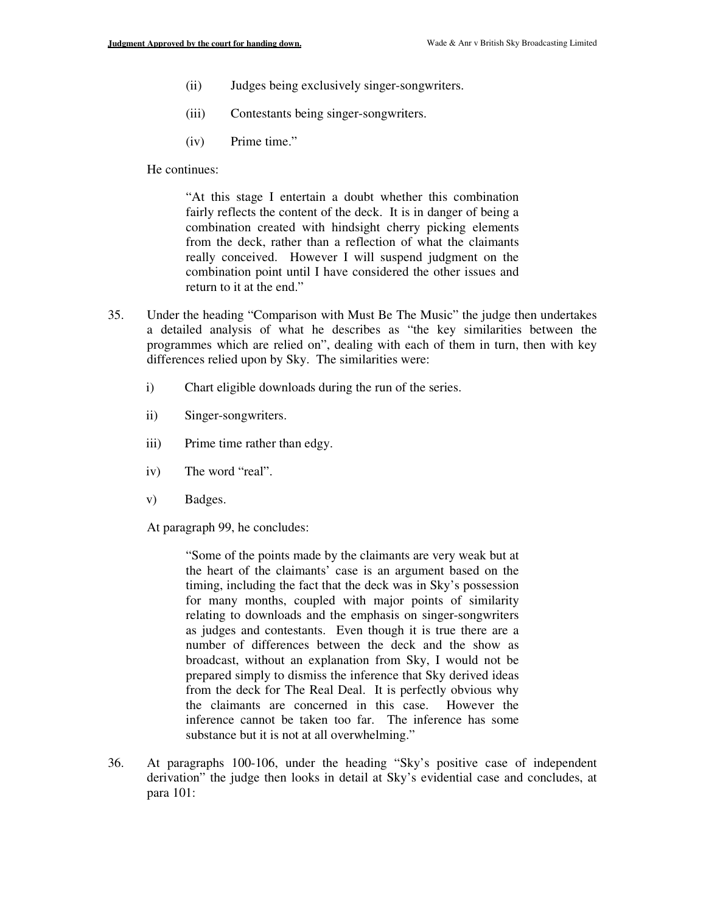(ii) Judges being exclusively singer-songwriters.

(iii) Contestants being singer-songwriters.

(iv) Prime time."

He continues:

> "At this stage I entertain a doubt whether this combination fairly reflects the content of the deck. It is in danger of being a combination created with hindsight cherry picking elements from the deck, rather than a reflection of what the claimants really conceived. However I will suspend judgment on the combination point until I have considered the other issues and return to it at the end."

35. Under the heading "Comparison with Must Be The Music" the judge then undertakes a detailed analysis of what he describes as "the key similarities between the programmes which are relied on", dealing with each of them in turn, then with key differences relied upon by Sky. The similarities were:

   i) Chart eligible downloads during the run of the series.

   ii) Singer-songwriters.

   iii) Prime time rather than edgy.

   iv) The word "real".

   v) Badges.

   At paragraph 99, he concludes:

   > "Some of the points made by the claimants are very weak but at the heart of the claimants' case is an argument based on the timing, including the fact that the deck was in Sky's possession for many months, coupled with major points of similarity relating to downloads and the emphasis on singer-songwriters as judges and contestants. Even though it is true there are a number of differences between the deck and the show as broadcast, without an explanation from Sky, I would not be prepared simply to dismiss the inference that Sky derived ideas from the deck for The Real Deal. It is perfectly obvious why the claimants are concerned in this case. However the inference cannot be taken too far. The inference has some substance but it is not at all overwhelming."

36. At paragraphs 100-106, under the heading "Sky's positive case of independent derivation" the judge then looks in detail at Sky's evidential case and concludes, at para 101: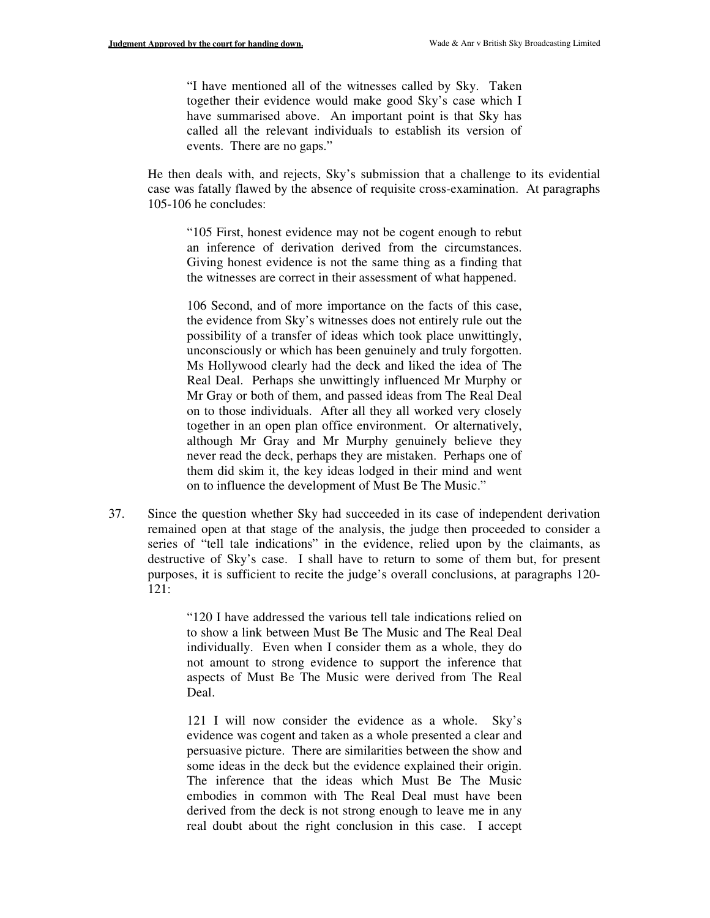> "I have mentioned all of the witnesses called by Sky. Taken together their evidence would make good Sky's case which I have summarised above. An important point is that Sky has called all the relevant individuals to establish its version of events. There are no gaps."

He then deals with, and rejects, Sky's submission that a challenge to its evidential case was fatally flawed by the absence of requisite cross-examination. At paragraphs 105-106 he concludes:

> "105 First, honest evidence may not be cogent enough to rebut an inference of derivation derived from the circumstances. Giving honest evidence is not the same thing as a finding that the witnesses are correct in their assessment of what happened.
>
> 106 Second, and of more importance on the facts of this case, the evidence from Sky's witnesses does not entirely rule out the possibility of a transfer of ideas which took place unwittingly, unconsciously or which has been genuinely and truly forgotten. Ms Hollywood clearly had the deck and liked the idea of The Real Deal. Perhaps she unwittingly influenced Mr Murphy or Mr Gray or both of them, and passed ideas from The Real Deal on to those individuals. After all they all worked very closely together in an open plan office environment. Or alternatively, although Mr Gray and Mr Murphy genuinely believe they never read the deck, perhaps they are mistaken. Perhaps one of them did skim it, the key ideas lodged in their mind and went on to influence the development of Must Be The Music."

37. Since the question whether Sky had succeeded in its case of independent derivation remained open at that stage of the analysis, the judge then proceeded to consider a series of "tell tale indications" in the evidence, relied upon by the claimants, as destructive of Sky's case. I shall have to return to some of them but, for present purposes, it is sufficient to recite the judge's overall conclusions, at paragraphs 120-121:

> "120 I have addressed the various tell tale indications relied on to show a link between Must Be The Music and The Real Deal individually. Even when I consider them as a whole, they do not amount to strong evidence to support the inference that aspects of Must Be The Music were derived from The Real Deal.
>
> 121 I will now consider the evidence as a whole. Sky's evidence was cogent and taken as a whole presented a clear and persuasive picture. There are similarities between the show and some ideas in the deck but the evidence explained their origin. The inference that the ideas which Must Be The Music embodies in common with The Real Deal must have been derived from the deck is not strong enough to leave me in any real doubt about the right conclusion in this case. I accept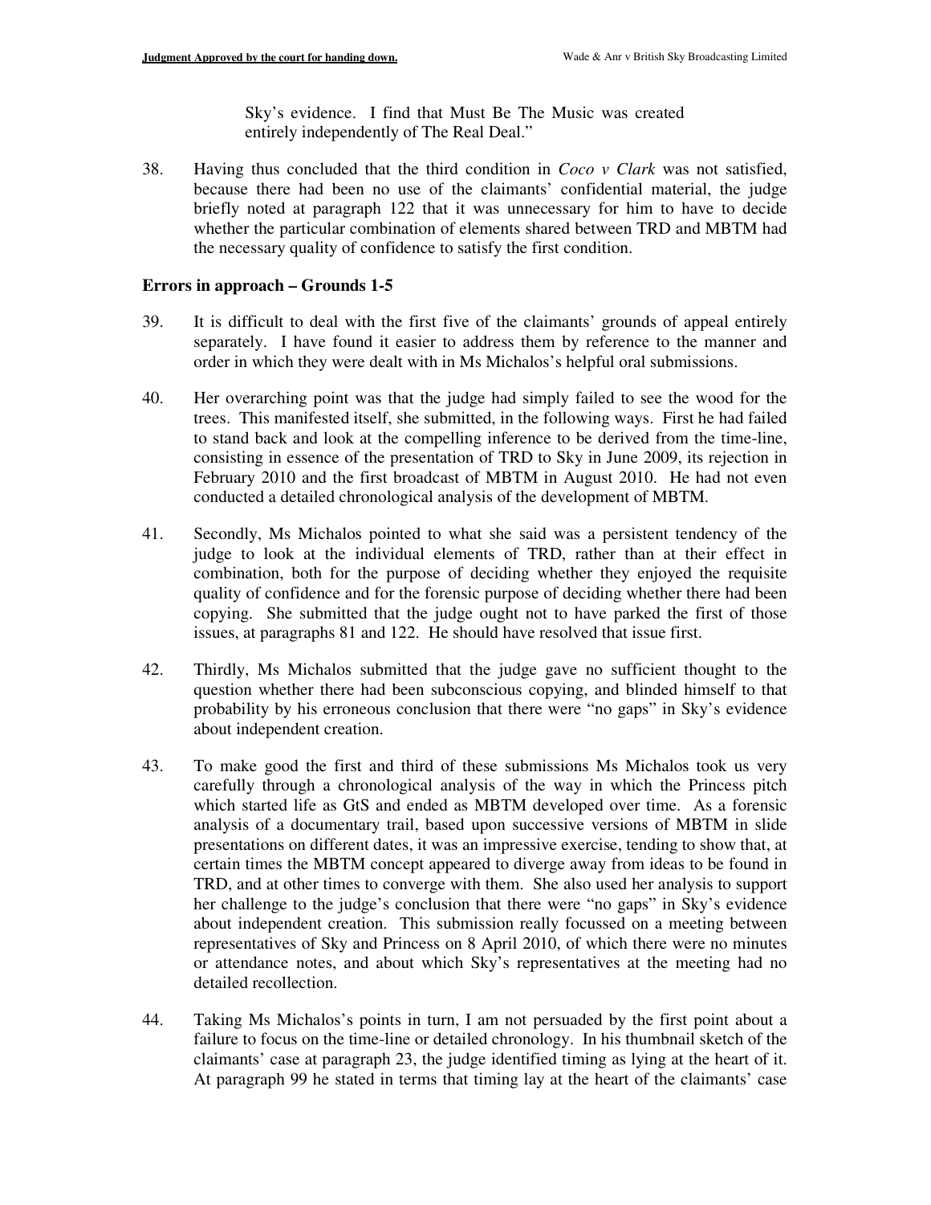Sky's evidence. I find that Must Be The Music was created entirely independently of The Real Deal."

38. Having thus concluded that the third condition in *Coco v Clark* was not satisfied, because there had been no use of the claimants' confidential material, the judge briefly noted at paragraph 122 that it was unnecessary for him to have to decide whether the particular combination of elements shared between TRD and MBTM had the necessary quality of confidence to satisfy the first condition.

**Errors in approach – Grounds 1-5**

39. It is difficult to deal with the first five of the claimants' grounds of appeal entirely separately. I have found it easier to address them by reference to the manner and order in which they were dealt with in Ms Michalos's helpful oral submissions.

40. Her overarching point was that the judge had simply failed to see the wood for the trees. This manifested itself, she submitted, in the following ways. First he had failed to stand back and look at the compelling inference to be derived from the time-line, consisting in essence of the presentation of TRD to Sky in June 2009, its rejection in February 2010 and the first broadcast of MBTM in August 2010. He had not even conducted a detailed chronological analysis of the development of MBTM.

41. Secondly, Ms Michalos pointed to what she said was a persistent tendency of the judge to look at the individual elements of TRD, rather than at their effect in combination, both for the purpose of deciding whether they enjoyed the requisite quality of confidence and for the forensic purpose of deciding whether there had been copying. She submitted that the judge ought not to have parked the first of those issues, at paragraphs 81 and 122. He should have resolved that issue first.

42. Thirdly, Ms Michalos submitted that the judge gave no sufficient thought to the question whether there had been subconscious copying, and blinded himself to that probability by his erroneous conclusion that there were "no gaps" in Sky's evidence about independent creation.

43. To make good the first and third of these submissions Ms Michalos took us very carefully through a chronological analysis of the way in which the Princess pitch which started life as GtS and ended as MBTM developed over time. As a forensic analysis of a documentary trail, based upon successive versions of MBTM in slide presentations on different dates, it was an impressive exercise, tending to show that, at certain times the MBTM concept appeared to diverge away from ideas to be found in TRD, and at other times to converge with them. She also used her analysis to support her challenge to the judge's conclusion that there were "no gaps" in Sky's evidence about independent creation. This submission really focussed on a meeting between representatives of Sky and Princess on 8 April 2010, of which there were no minutes or attendance notes, and about which Sky's representatives at the meeting had no detailed recollection.

44. Taking Ms Michalos's points in turn, I am not persuaded by the first point about a failure to focus on the time-line or detailed chronology. In his thumbnail sketch of the claimants' case at paragraph 23, the judge identified timing as lying at the heart of it. At paragraph 99 he stated in terms that timing lay at the heart of the claimants' case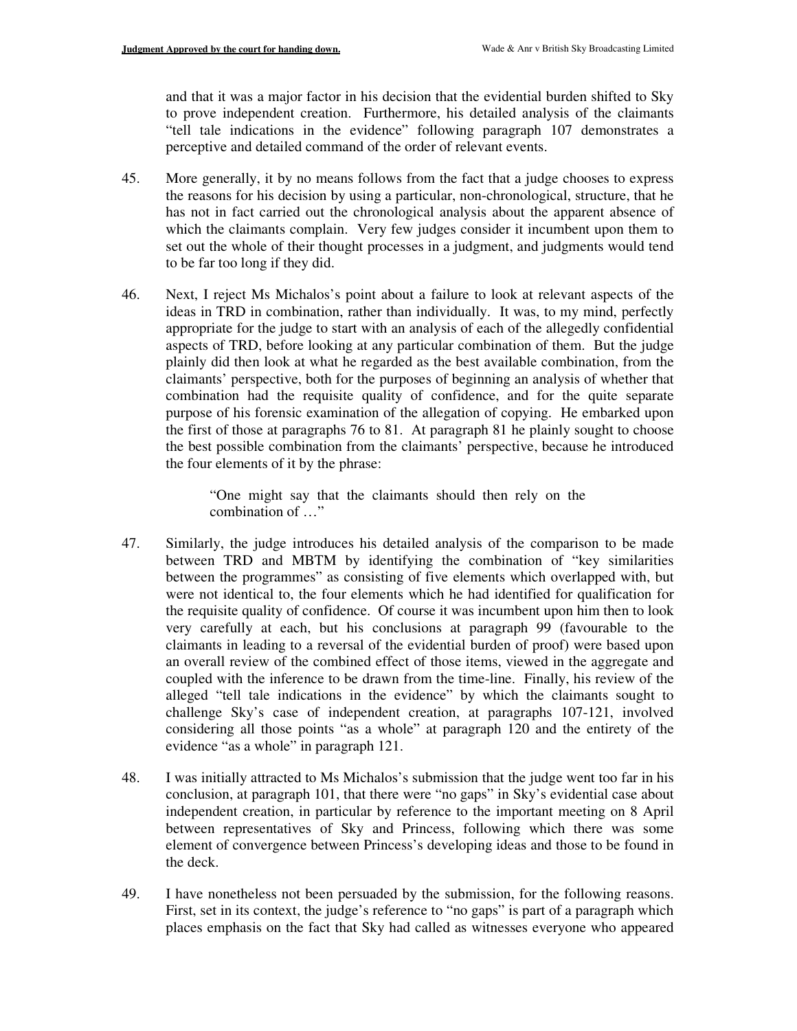and that it was a major factor in his decision that the evidential burden shifted to Sky to prove independent creation. Furthermore, his detailed analysis of the claimants "tell tale indications in the evidence" following paragraph 107 demonstrates a perceptive and detailed command of the order of relevant events.

45. More generally, it by no means follows from the fact that a judge chooses to express the reasons for his decision by using a particular, non-chronological, structure, that he has not in fact carried out the chronological analysis about the apparent absence of which the claimants complain. Very few judges consider it incumbent upon them to set out the whole of their thought processes in a judgment, and judgments would tend to be far too long if they did.

46. Next, I reject Ms Michalos's point about a failure to look at relevant aspects of the ideas in TRD in combination, rather than individually. It was, to my mind, perfectly appropriate for the judge to start with an analysis of each of the allegedly confidential aspects of TRD, before looking at any particular combination of them. But the judge plainly did then look at what he regarded as the best available combination, from the claimants' perspective, both for the purposes of beginning an analysis of whether that combination had the requisite quality of confidence, and for the quite separate purpose of his forensic examination of the allegation of copying. He embarked upon the first of those at paragraphs 76 to 81. At paragraph 81 he plainly sought to choose the best possible combination from the claimants' perspective, because he introduced the four elements of it by the phrase:

> "One might say that the claimants should then rely on the combination of …"

47. Similarly, the judge introduces his detailed analysis of the comparison to be made between TRD and MBTM by identifying the combination of "key similarities between the programmes" as consisting of five elements which overlapped with, but were not identical to, the four elements which he had identified for qualification for the requisite quality of confidence. Of course it was incumbent upon him then to look very carefully at each, but his conclusions at paragraph 99 (favourable to the claimants in leading to a reversal of the evidential burden of proof) were based upon an overall review of the combined effect of those items, viewed in the aggregate and coupled with the inference to be drawn from the time-line. Finally, his review of the alleged "tell tale indications in the evidence" by which the claimants sought to challenge Sky's case of independent creation, at paragraphs 107-121, involved considering all those points "as a whole" at paragraph 120 and the entirety of the evidence "as a whole" in paragraph 121.

48. I was initially attracted to Ms Michalos's submission that the judge went too far in his conclusion, at paragraph 101, that there were "no gaps" in Sky's evidential case about independent creation, in particular by reference to the important meeting on 8 April between representatives of Sky and Princess, following which there was some element of convergence between Princess's developing ideas and those to be found in the deck.

49. I have nonetheless not been persuaded by the submission, for the following reasons. First, set in its context, the judge's reference to "no gaps" is part of a paragraph which places emphasis on the fact that Sky had called as witnesses everyone who appeared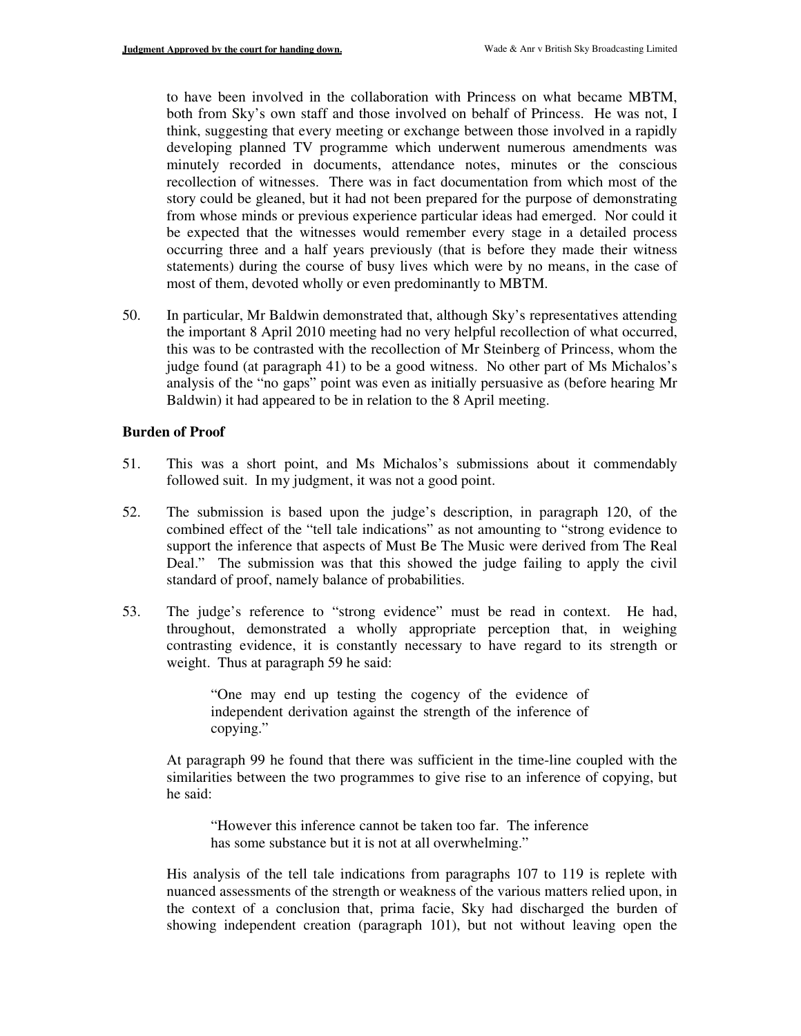to have been involved in the collaboration with Princess on what became MBTM, both from Sky's own staff and those involved on behalf of Princess. He was not, I think, suggesting that every meeting or exchange between those involved in a rapidly developing planned TV programme which underwent numerous amendments was minutely recorded in documents, attendance notes, minutes or the conscious recollection of witnesses. There was in fact documentation from which most of the story could be gleaned, but it had not been prepared for the purpose of demonstrating from whose minds or previous experience particular ideas had emerged. Nor could it be expected that the witnesses would remember every stage in a detailed process occurring three and a half years previously (that is before they made their witness statements) during the course of busy lives which were by no means, in the case of most of them, devoted wholly or even predominantly to MBTM.

50. In particular, Mr Baldwin demonstrated that, although Sky's representatives attending the important 8 April 2010 meeting had no very helpful recollection of what occurred, this was to be contrasted with the recollection of Mr Steinberg of Princess, whom the judge found (at paragraph 41) to be a good witness. No other part of Ms Michalos's analysis of the "no gaps" point was even as initially persuasive as (before hearing Mr Baldwin) it had appeared to be in relation to the 8 April meeting.

## Burden of Proof

51. This was a short point, and Ms Michalos's submissions about it commendably followed suit. In my judgment, it was not a good point.

52. The submission is based upon the judge's description, in paragraph 120, of the combined effect of the "tell tale indications" as not amounting to "strong evidence to support the inference that aspects of Must Be The Music were derived from The Real Deal." The submission was that this showed the judge failing to apply the civil standard of proof, namely balance of probabilities.

53. The judge's reference to "strong evidence" must be read in context. He had, throughout, demonstrated a wholly appropriate perception that, in weighing contrasting evidence, it is constantly necessary to have regard to its strength or weight. Thus at paragraph 59 he said:

> "One may end up testing the cogency of the evidence of independent derivation against the strength of the inference of copying."

At paragraph 99 he found that there was sufficient in the time-line coupled with the similarities between the two programmes to give rise to an inference of copying, but he said:

> "However this inference cannot be taken too far. The inference has some substance but it is not at all overwhelming."

His analysis of the tell tale indications from paragraphs 107 to 119 is replete with nuanced assessments of the strength or weakness of the various matters relied upon, in the context of a conclusion that, prima facie, Sky had discharged the burden of showing independent creation (paragraph 101), but not without leaving open the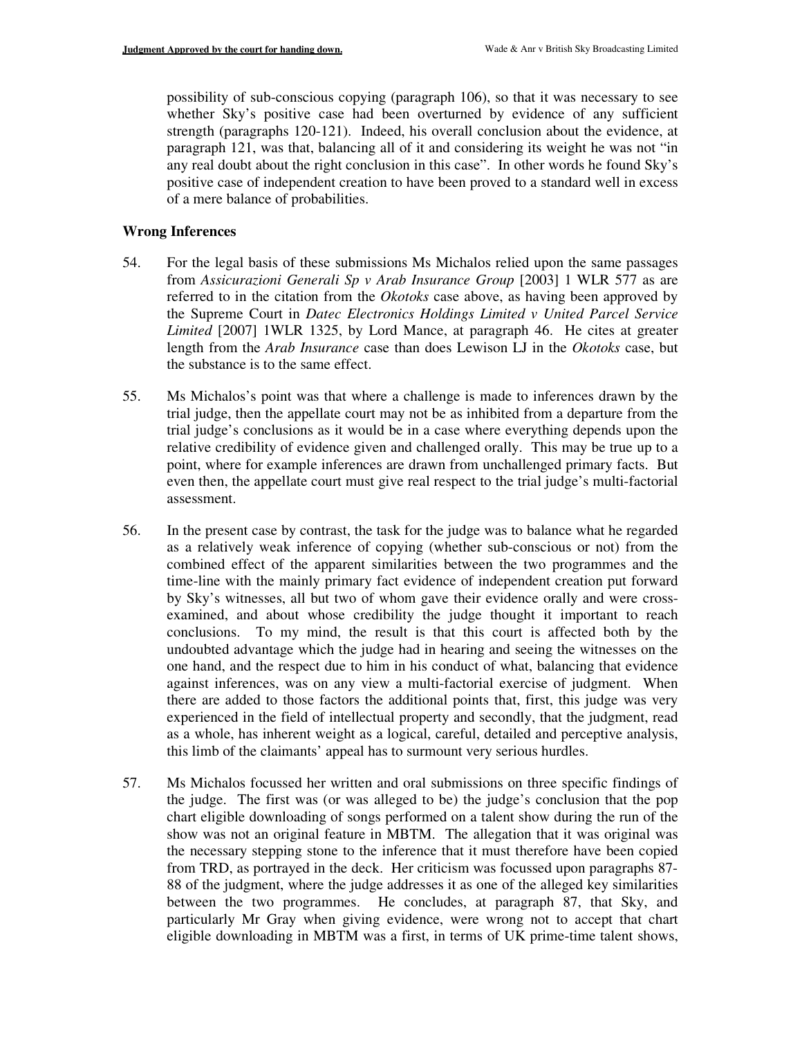possibility of sub-conscious copying (paragraph 106), so that it was necessary to see whether Sky's positive case had been overturned by evidence of any sufficient strength (paragraphs 120-121). Indeed, his overall conclusion about the evidence, at paragraph 121, was that, balancing all of it and considering its weight he was not "in any real doubt about the right conclusion in this case". In other words he found Sky's positive case of independent creation to have been proved to a standard well in excess of a mere balance of probabilities.

### Wrong Inferences

54. For the legal basis of these submissions Ms Michalos relied upon the same passages from *Assicurazioni Generali Sp v Arab Insurance Group* [2003] 1 WLR 577 as are referred to in the citation from the *Okotoks* case above, as having been approved by the Supreme Court in *Datec Electronics Holdings Limited v United Parcel Service Limited* [2007] 1WLR 1325, by Lord Mance, at paragraph 46. He cites at greater length from the *Arab Insurance* case than does Lewison LJ in the *Okotoks* case, but the substance is to the same effect.

55. Ms Michalos's point was that where a challenge is made to inferences drawn by the trial judge, then the appellate court may not be as inhibited from a departure from the trial judge's conclusions as it would be in a case where everything depends upon the relative credibility of evidence given and challenged orally. This may be true up to a point, where for example inferences are drawn from unchallenged primary facts. But even then, the appellate court must give real respect to the trial judge's multi-factorial assessment.

56. In the present case by contrast, the task for the judge was to balance what he regarded as a relatively weak inference of copying (whether sub-conscious or not) from the combined effect of the apparent similarities between the two programmes and the time-line with the mainly primary fact evidence of independent creation put forward by Sky's witnesses, all but two of whom gave their evidence orally and were cross-examined, and about whose credibility the judge thought it important to reach conclusions. To my mind, the result is that this court is affected both by the undoubted advantage which the judge had in hearing and seeing the witnesses on the one hand, and the respect due to him in his conduct of what, balancing that evidence against inferences, was on any view a multi-factorial exercise of judgment. When there are added to those factors the additional points that, first, this judge was very experienced in the field of intellectual property and secondly, that the judgment, read as a whole, has inherent weight as a logical, careful, detailed and perceptive analysis, this limb of the claimants' appeal has to surmount very serious hurdles.

57. Ms Michalos focussed her written and oral submissions on three specific findings of the judge. The first was (or was alleged to be) the judge's conclusion that the pop chart eligible downloading of songs performed on a talent show during the run of the show was not an original feature in MBTM. The allegation that it was original was the necessary stepping stone to the inference that it must therefore have been copied from TRD, as portrayed in the deck. Her criticism was focussed upon paragraphs 87-88 of the judgment, where the judge addresses it as one of the alleged key similarities between the two programmes. He concludes, at paragraph 87, that Sky, and particularly Mr Gray when giving evidence, were wrong not to accept that chart eligible downloading in MBTM was a first, in terms of UK prime-time talent shows,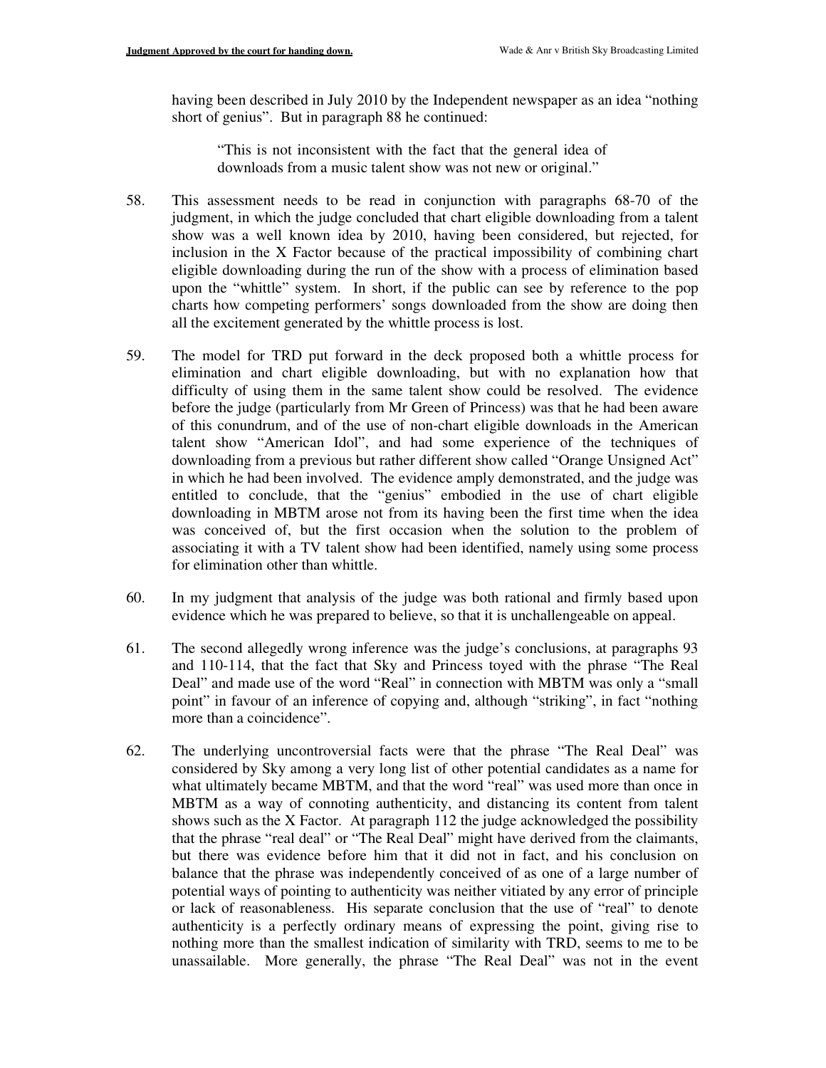having been described in July 2010 by the Independent newspaper as an idea "nothing short of genius". But in paragraph 88 he continued:

> "This is not inconsistent with the fact that the general idea of downloads from a music talent show was not new or original."

58. This assessment needs to be read in conjunction with paragraphs 68-70 of the judgment, in which the judge concluded that chart eligible downloading from a talent show was a well known idea by 2010, having been considered, but rejected, for inclusion in the X Factor because of the practical impossibility of combining chart eligible downloading during the run of the show with a process of elimination based upon the "whittle" system. In short, if the public can see by reference to the pop charts how competing performers' songs downloaded from the show are doing then all the excitement generated by the whittle process is lost.

59. The model for TRD put forward in the deck proposed both a whittle process for elimination and chart eligible downloading, but with no explanation how that difficulty of using them in the same talent show could be resolved. The evidence before the judge (particularly from Mr Green of Princess) was that he had been aware of this conundrum, and of the use of non-chart eligible downloads in the American talent show "American Idol", and had some experience of the techniques of downloading from a previous but rather different show called "Orange Unsigned Act" in which he had been involved. The evidence amply demonstrated, and the judge was entitled to conclude, that the "genius" embodied in the use of chart eligible downloading in MBTM arose not from its having been the first time when the idea was conceived of, but the first occasion when the solution to the problem of associating it with a TV talent show had been identified, namely using some process for elimination other than whittle.

60. In my judgment that analysis of the judge was both rational and firmly based upon evidence which he was prepared to believe, so that it is unchallengeable on appeal.

61. The second allegedly wrong inference was the judge's conclusions, at paragraphs 93 and 110-114, that the fact that Sky and Princess toyed with the phrase "The Real Deal" and made use of the word "Real" in connection with MBTM was only a "small point" in favour of an inference of copying and, although "striking", in fact "nothing more than a coincidence".

62. The underlying uncontroversial facts were that the phrase "The Real Deal" was considered by Sky among a very long list of other potential candidates as a name for what ultimately became MBTM, and that the word "real" was used more than once in MBTM as a way of connoting authenticity, and distancing its content from talent shows such as the X Factor. At paragraph 112 the judge acknowledged the possibility that the phrase "real deal" or "The Real Deal" might have derived from the claimants, but there was evidence before him that it did not in fact, and his conclusion on balance that the phrase was independently conceived of as one of a large number of potential ways of pointing to authenticity was neither vitiated by any error of principle or lack of reasonableness. His separate conclusion that the use of "real" to denote authenticity is a perfectly ordinary means of expressing the point, giving rise to nothing more than the smallest indication of similarity with TRD, seems to me to be unassailable. More generally, the phrase "The Real Deal" was not in the event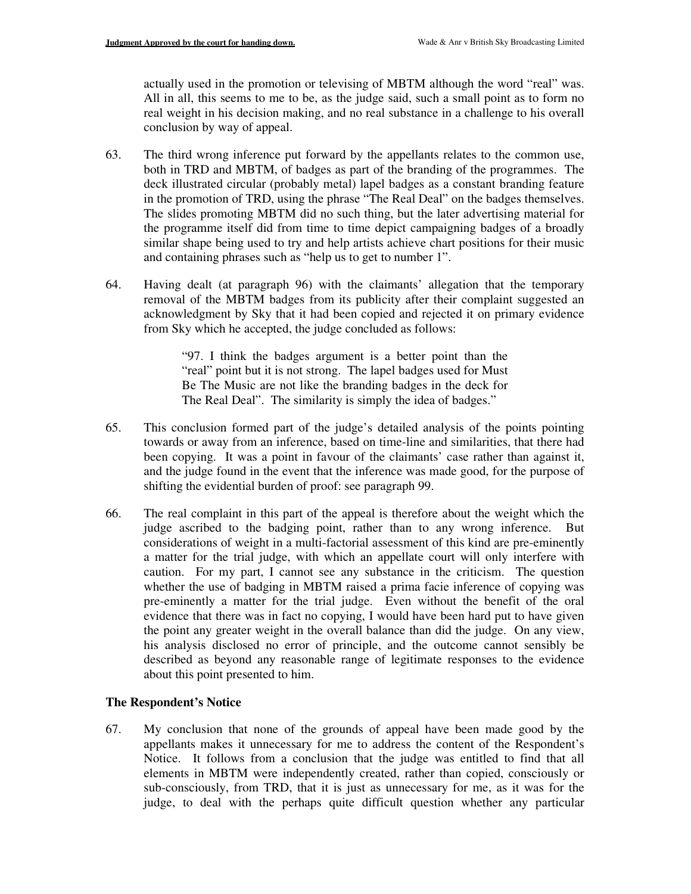actually used in the promotion or televising of MBTM although the word "real" was. All in all, this seems to me to be, as the judge said, such a small point as to form no real weight in his decision making, and no real substance in a challenge to his overall conclusion by way of appeal.

63. The third wrong inference put forward by the appellants relates to the common use, both in TRD and MBTM, of badges as part of the branding of the programmes. The deck illustrated circular (probably metal) lapel badges as a constant branding feature in the promotion of TRD, using the phrase "The Real Deal" on the badges themselves. The slides promoting MBTM did no such thing, but the later advertising material for the programme itself did from time to time depict campaigning badges of a broadly similar shape being used to try and help artists achieve chart positions for their music and containing phrases such as "help us to get to number 1".

64. Having dealt (at paragraph 96) with the claimants' allegation that the temporary removal of the MBTM badges from its publicity after their complaint suggested an acknowledgment by Sky that it had been copied and rejected it on primary evidence from Sky which he accepted, the judge concluded as follows:

> "97. I think the badges argument is a better point than the "real" point but it is not strong. The lapel badges used for Must Be The Music are not like the branding badges in the deck for The Real Deal". The similarity is simply the idea of badges."

65. This conclusion formed part of the judge's detailed analysis of the points pointing towards or away from an inference, based on time-line and similarities, that there had been copying. It was a point in favour of the claimants' case rather than against it, and the judge found in the event that the inference was made good, for the purpose of shifting the evidential burden of proof: see paragraph 99.

66. The real complaint in this part of the appeal is therefore about the weight which the judge ascribed to the badging point, rather than to any wrong inference. But considerations of weight in a multi-factorial assessment of this kind are pre-eminently a matter for the trial judge, with which an appellate court will only interfere with caution. For my part, I cannot see any substance in the criticism. The question whether the use of badging in MBTM raised a prima facie inference of copying was pre-eminently a matter for the trial judge. Even without the benefit of the oral evidence that there was in fact no copying, I would have been hard put to have given the point any greater weight in the overall balance than did the judge. On any view, his analysis disclosed no error of principle, and the outcome cannot sensibly be described as beyond any reasonable range of legitimate responses to the evidence about this point presented to him.

## The Respondent's Notice

67. My conclusion that none of the grounds of appeal have been made good by the appellants makes it unnecessary for me to address the content of the Respondent's Notice. It follows from a conclusion that the judge was entitled to find that all elements in MBTM were independently created, rather than copied, consciously or sub-consciously, from TRD, that it is just as unnecessary for me, as it was for the judge, to deal with the perhaps quite difficult question whether any particular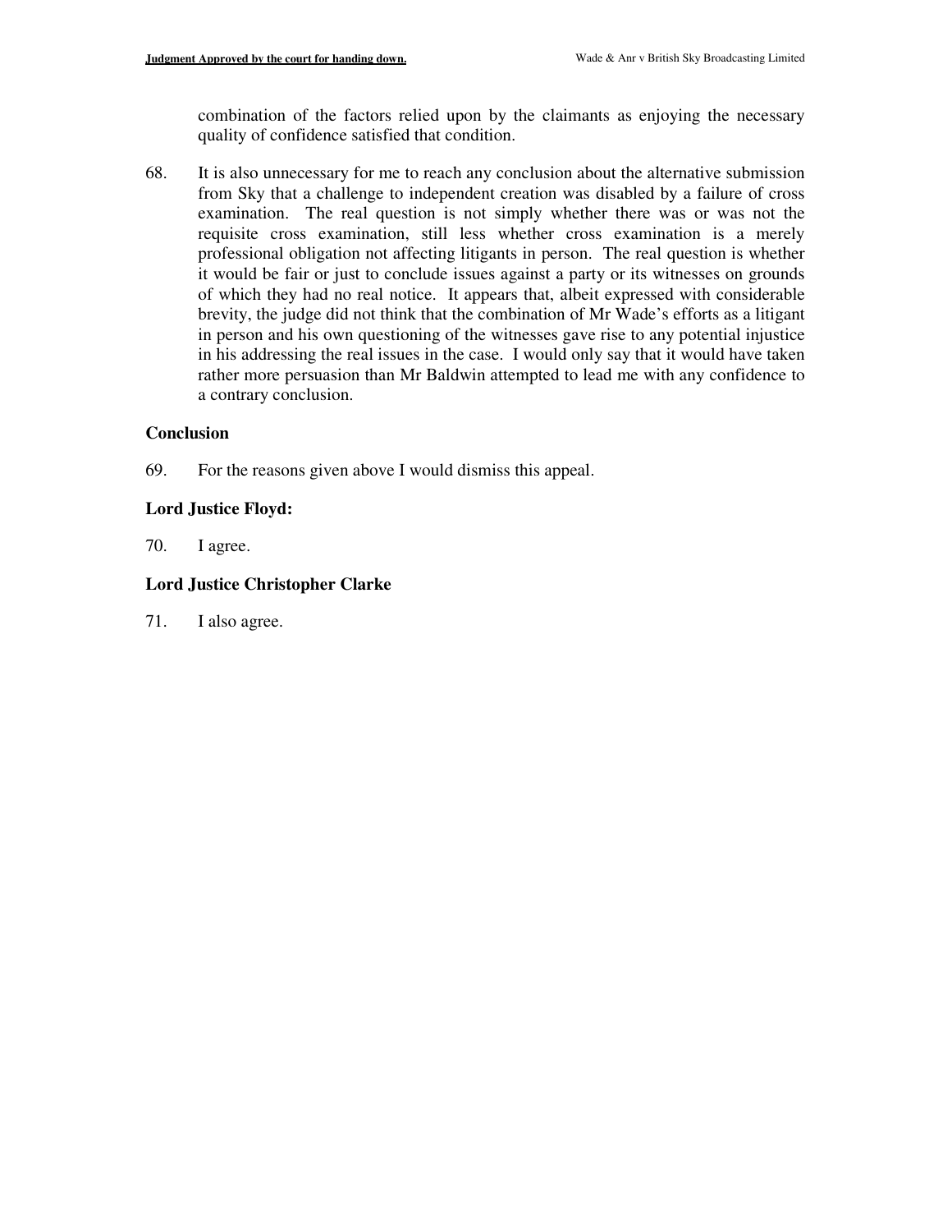combination of the factors relied upon by the claimants as enjoying the necessary quality of confidence satisfied that condition.

68. It is also unnecessary for me to reach any conclusion about the alternative submission from Sky that a challenge to independent creation was disabled by a failure of cross examination. The real question is not simply whether there was or was not the requisite cross examination, still less whether cross examination is a merely professional obligation not affecting litigants in person. The real question is whether it would be fair or just to conclude issues against a party or its witnesses on grounds of which they had no real notice. It appears that, albeit expressed with considerable brevity, the judge did not think that the combination of Mr Wade's efforts as a litigant in person and his own questioning of the witnesses gave rise to any potential injustice in his addressing the real issues in the case. I would only say that it would have taken rather more persuasion than Mr Baldwin attempted to lead me with any confidence to a contrary conclusion.

### Conclusion

69. For the reasons given above I would dismiss this appeal.

### Lord Justice Floyd:

70. I agree.

### Lord Justice Christopher Clarke

71. I also agree.